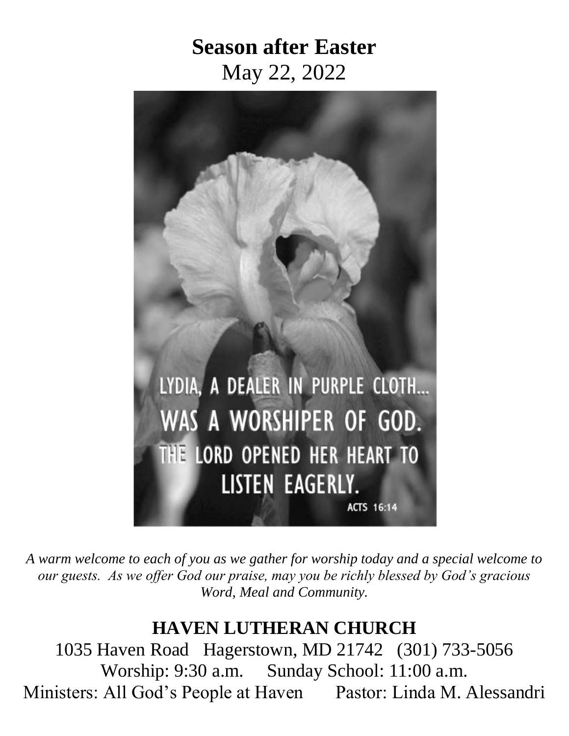# Season after Easter

May 22, 2022

LYDIA, A DEALER IN PURPLE CLOTH... WAS A WORSHIPER OF GOD. THE LORD OPENED HER HEART TO LISTEN EAGERLY.

ACTS 16:14

*A warm welcome to each of you as we gather for worship today and a special welcome to our guests. As we offer God our praise, may you be richly blessed by God's gracious Word, Meal and Community.*

## HAVEN LUTHERAN CHURCH

1035 Haven Road Hagerstown, MD 21742 (301) 733-5056

Worship: 9:30 a.m. Sunday School: 11:00 a.m.

Ministers: All God's People at Haven Pastor: Linda M. Alessandri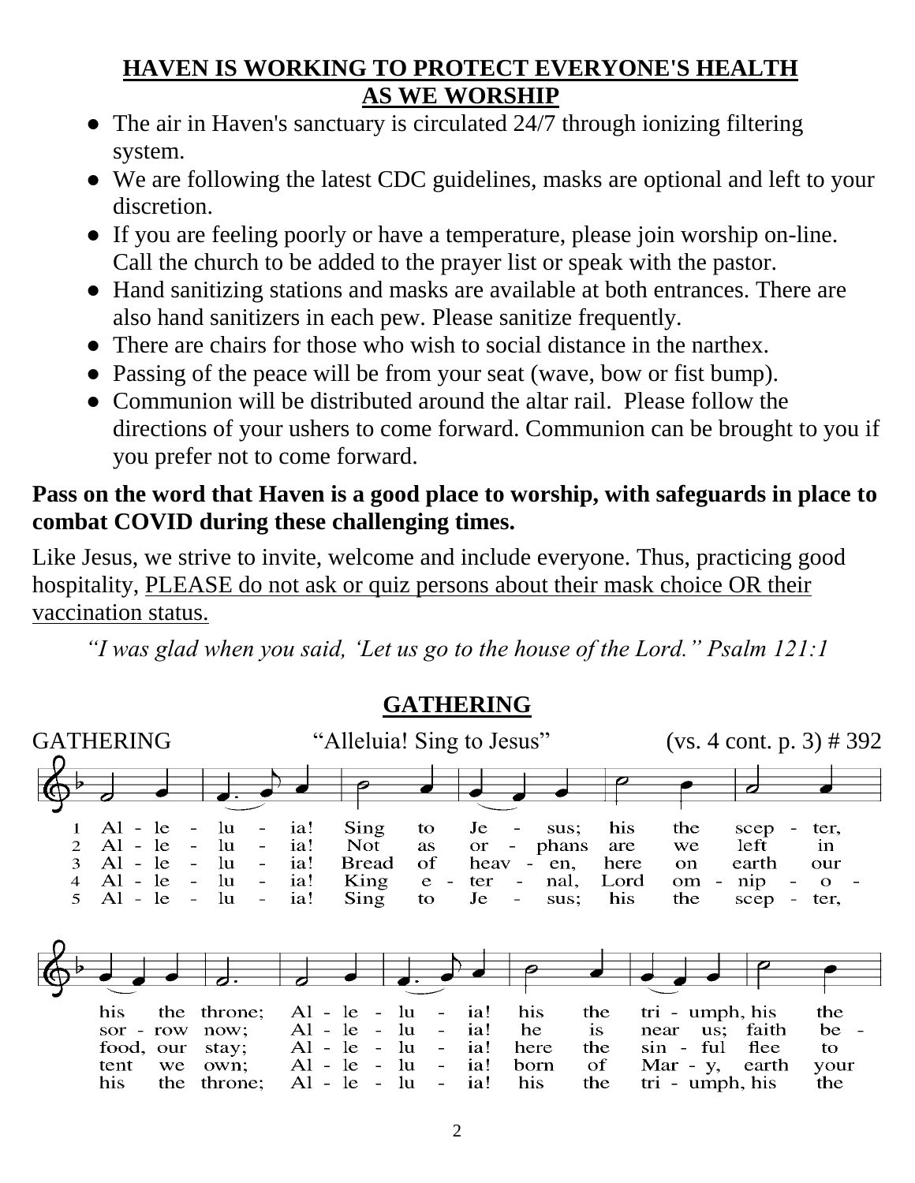## HAVEN IS WORKING TO PROTECT EVERYONE'S HEALTH AS WE WORSHIP

- The air in Haven's sanctuary is circulated 24/7 through ionizing filtering system.
- We are following the latest CDC guidelines, masks are optional and left to your discretion.
- If you are feeling poorly or have a temperature, please join worship on-line. Call the church to be added to the prayer list or speak with the pastor.
- Hand sanitizing stations and masks are available at both entrances. There are also hand sanitizers in each pew. Please sanitize frequently.
- There are chairs for those who wish to social distance in the narthex.
- Passing of the peace will be from your seat (wave, bow or fist bump).
- Communion will be distributed around the altar rail. Please follow the directions of your ushers to come forward. Communion can be brought to you if you prefer not to come forward.

**Pass on the word that Haven is a good place to worship, with safeguards in place to combat COVID during these challenging times.**

Like Jesus, we strive to invite, welcome and include everyone. Thus, practicing good hospitality, PLEASE do not ask or quiz persons about their mask choice OR their vaccination status.

*"I was glad when you said, 'Let us go to the house of the Lord." Psalm 121:1*

## GATHERING

GATHERING "Alleluia! Sing to Jesus" (vs. 4 cont. p. 3) # 392

1 Al - le - lu - ia! Sing to Je - sus; his the scep - ter, his the throne; Al - le - lu - ia! his the tri - umph, his the
2 Al - le - lu - ia! Not as or - phans are we left in sor - row now; Al - le - lu - ia! he is near us; faith be -
3 Al - le - lu - ia! Bread of heav - en, here on earth our food, our stay; Al - le - lu - ia! here the sin - ful flee to
4 Al - le - lu - ia! King e - ter - nal, Lord om - nip - o - tent we own; Al - le - lu - ia! born of Mar - y, earth your
5 Al - le - lu - ia! Sing to Je - sus; his the scep - ter, his the throne; Al - le - lu - ia! his the tri - umph, his the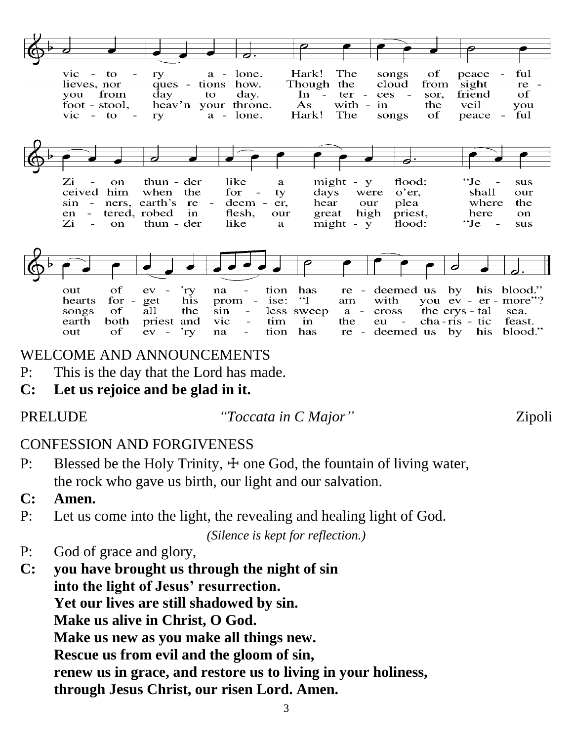vic - to - ry a - lone. Hark! The songs of peace - ful
lieves, nor ques - tions how. Though the cloud from sight re -
you from day to day. In - ter - ces - sor, friend of
foot - stool, heav'n your throne. As with - in the veil you
vic - to - ry a - lone. Hark! The songs of peace - ful

Zi - on thun - der like a might - y flood: "Je - sus
ceived him when the for - ty days were o'er, shall our
sin - ners, earth's re - deem - er, hear our plea where the
en - tered, robed in flesh, our great high priest, here on
Zi - on thun - der like a might - y flood: "Je - sus

out of ev - 'ry na - tion has re - deemed us by his blood."
hearts for - get his prom - ise: "I am with you ev - er - more"?
songs of all the sin - less sweep a - cross the crys - tal sea.
earth both priest and vic - tim in the eu - cha - ris - tic feast.
out of ev - 'ry na - tion has re - deemed us by his blood."

WELCOME AND ANNOUNCEMENTS

P: This is the day that the Lord has made.

**C: Let us rejoice and be glad in it.**

PRELUDE *"Toccata in C Major"* Zipoli

CONFESSION AND FORGIVENESS

P: Blessed be the Holy Trinity, ☩ one God, the fountain of living water, the rock who gave us birth, our light and our salvation.

**C: Amen.**

P: Let us come into the light, the revealing and healing light of God.

*(Silence is kept for reflection.)*

P: God of grace and glory,

**C: you have brought us through the night of sin**
**into the light of Jesus' resurrection.**
**Yet our lives are still shadowed by sin.**
**Make us alive in Christ, O God.**
**Make us new as you make all things new.**
**Rescue us from evil and the gloom of sin,**
**renew us in grace, and restore us to living in your holiness,**
**through Jesus Christ, our risen Lord. Amen.**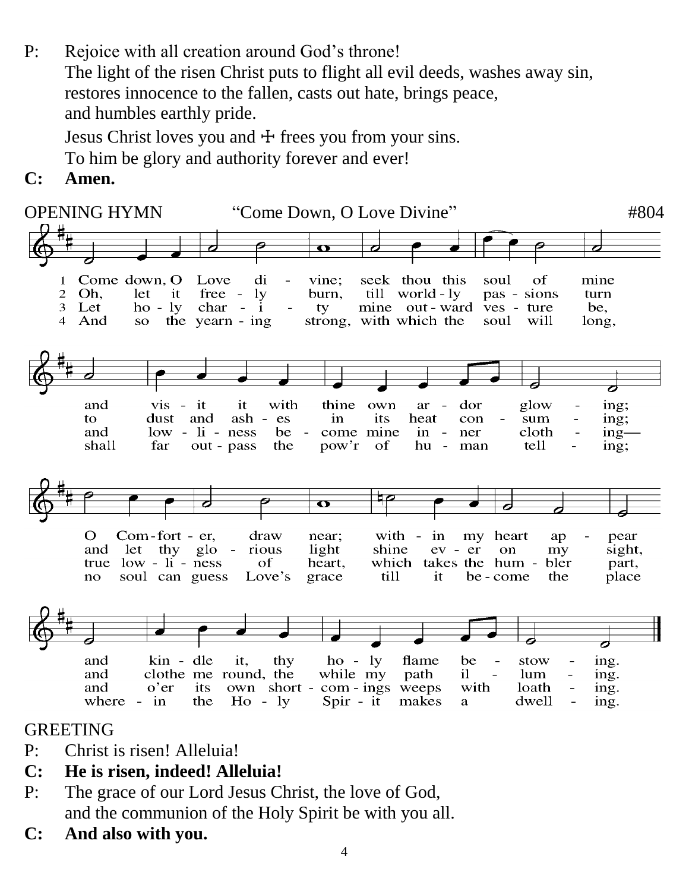P: Rejoice with all creation around God's throne!
The light of the risen Christ puts to flight all evil deeds, washes away sin,
restores innocence to the fallen, casts out hate, brings peace,
and humbles earthly pride.
Jesus Christ loves you and ☩ frees you from your sins.
To him be glory and authority forever and ever!

**C: Amen.**

OPENING HYMN "Come Down, O Love Divine" #804

1 Come down, O Love divine; seek thou this soul of mine and visit it with thine own ardor glowing; O Comforter, draw near; within my heart appear and kindle it, thy holy flame bestowing.

2 Oh, let it freely burn, till worldly passions turn to dust and ashes in its heat consuming; and let thy glorious light shine ever on my sight, and clothe me round, the while my path illuming.

3 Let holy charity mine outward vesture be, and lowliness become mine inner clothing— true lowliness of heart, which takes the humbler part, and o'er its own shortcomings weeps with loathing.

4 And so the yearning strong, with which the soul will long, shall far outpass the pow'r of human telling; no soul can guess Love's grace till it become the place wherein the Holy Spirit makes a dwelling.

GREETING

P: Christ is risen! Alleluia!

**C: He is risen, indeed! Alleluia!**

P: The grace of our Lord Jesus Christ, the love of God,
and the communion of the Holy Spirit be with you all.

**C: And also with you.**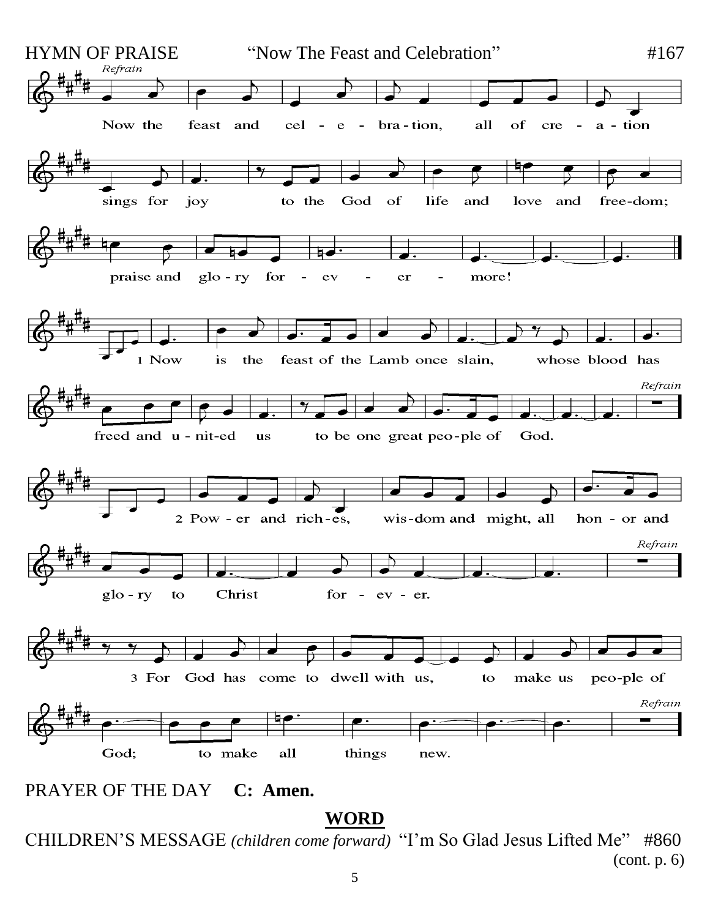HYMN OF PRAISE "Now The Feast and Celebration" #167

*Refrain*

Now the feast and cel - e - bra - tion, all of cre - a - tion sings for joy to the God of life and love and free-dom; praise and glo - ry for - ev - er - more!

1 Now is the feast of the Lamb once slain, whose blood has freed and u - nit-ed us to be one great peo-ple of God. *Refrain*

2 Pow - er and rich-es, wis-dom and might, all hon - or and glo - ry to Christ for - ev - er. *Refrain*

3 For God has come to dwell with us, to make us peo-ple of God; to make all things new. *Refrain*

PRAYER OF THE DAY **C: Amen.**

## WORD

CHILDREN'S MESSAGE *(children come forward)* "I'm So Glad Jesus Lifted Me" #860

(cont. p. 6)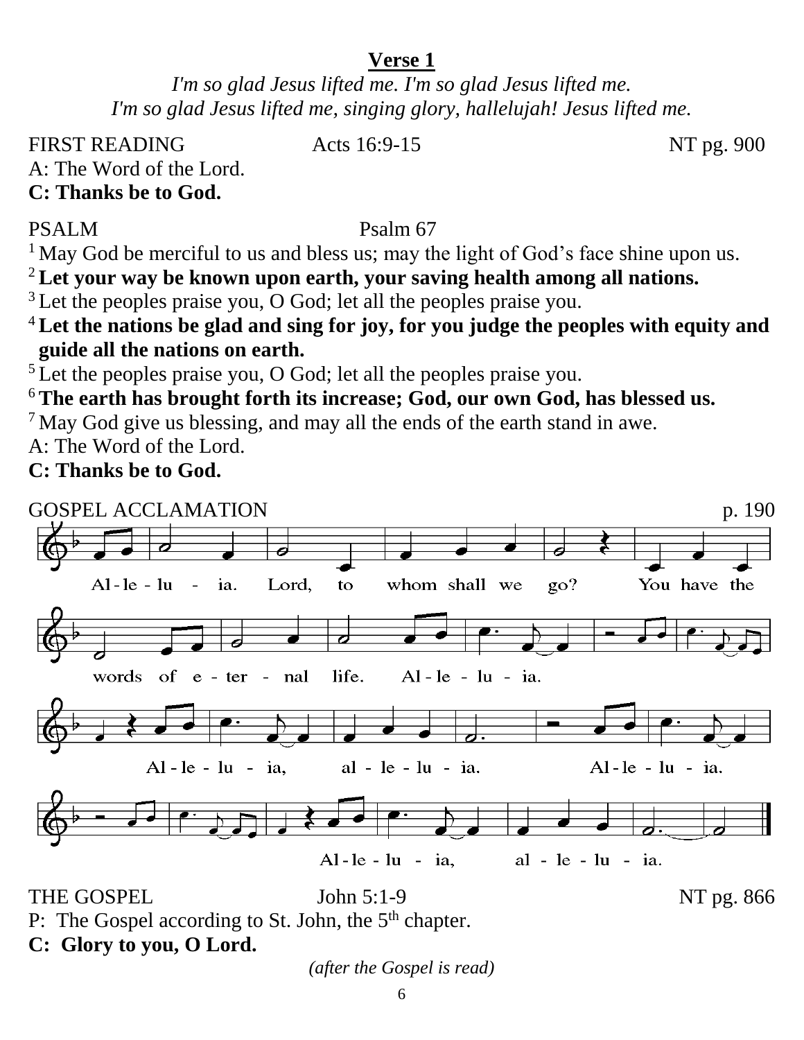**Verse 1**

*I'm so glad Jesus lifted me. I'm so glad Jesus lifted me.*
*I'm so glad Jesus lifted me, singing glory, hallelujah! Jesus lifted me.*

FIRST READING Acts 16:9-15 NT pg. 900

A: The Word of the Lord.

**C: Thanks be to God.**

PSALM Psalm 67

[1] May God be merciful to us and bless us; may the light of God's face shine upon us.
[2] **Let your way be known upon earth, your saving health among all nations.**
[3] Let the peoples praise you, O God; let all the peoples praise you.
[4] **Let the nations be glad and sing for joy, for you judge the peoples with equity and guide all the nations on earth.**
[5] Let the peoples praise you, O God; let all the peoples praise you.
[6] **The earth has brought forth its increase; God, our own God, has blessed us.**
[7] May God give us blessing, and may all the ends of the earth stand in awe.

A: The Word of the Lord.

**C: Thanks be to God.**

GOSPEL ACCLAMATION p. 190

Al-le-lu-ia. Lord, to whom shall we go? You have the words of e-ter-nal life. Al-le-lu-ia.

Al-le-lu-ia, al-le-lu-ia. Al-le-lu-ia.

Al-le-lu-ia, al-le-lu-ia.

THE GOSPEL John 5:1-9 NT pg. 866

P: The Gospel according to St. John, the 5th chapter.

**C: Glory to you, O Lord.**

*(after the Gospel is read)*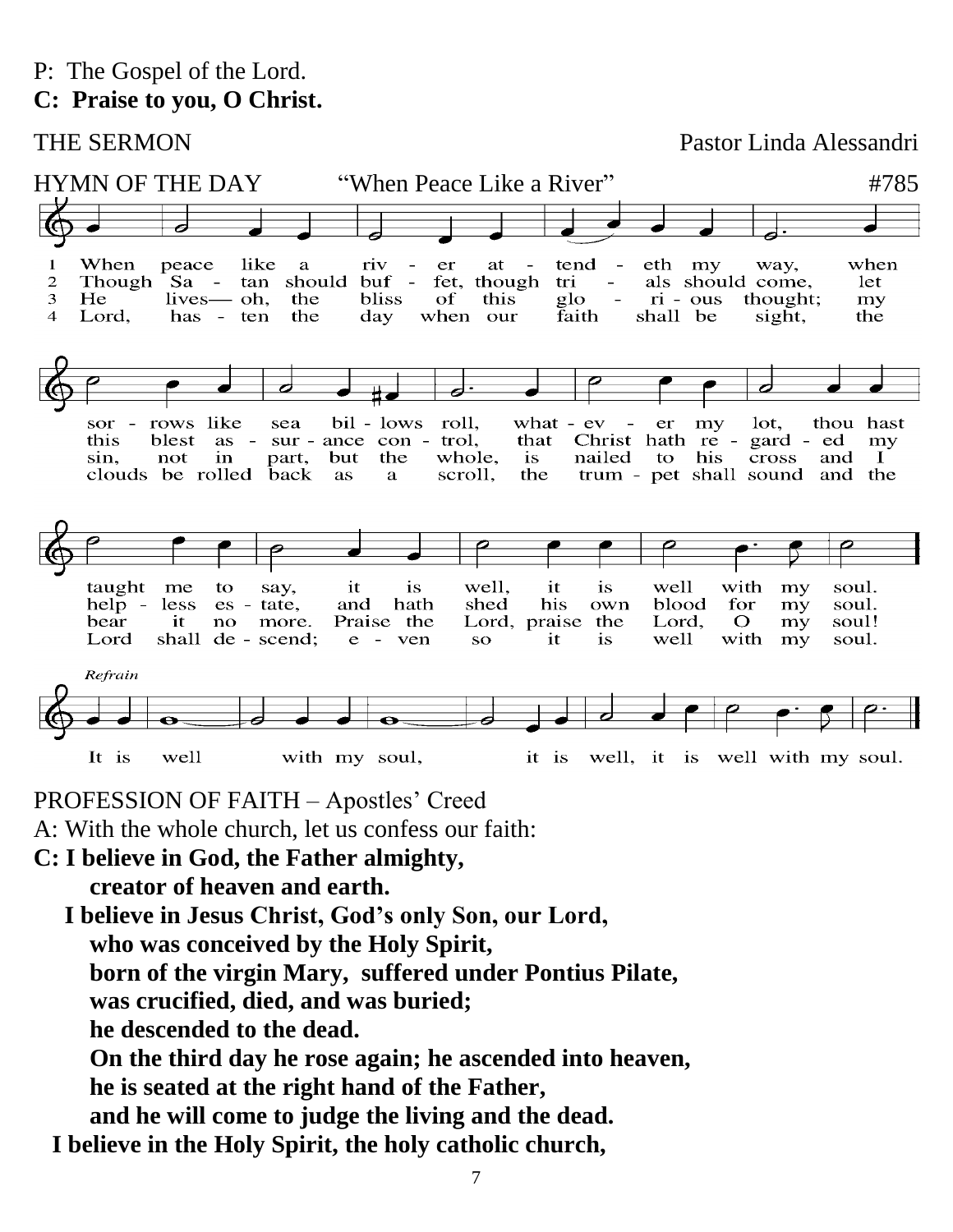P: The Gospel of the Lord.
**C: Praise to you, O Christ.**

THE SERMON — Pastor Linda Alessandri

HYMN OF THE DAY — "When Peace Like a River" — #785

1 When peace like a river attendeth my way, when sorrows like sea billows roll, whatever my lot, thou hast taught me to say, it is well, it is well with my soul.

2 Though Satan should buffet, though trials should come, let this blest assurance control, that Christ hath regarded my helpless estate, and hath shed his own blood for my soul.

3 He lives— oh, the bliss of this glorious thought; my sin, not in part, but the whole, is nailed to his cross and I bear it no more. Praise the Lord, praise the Lord, O my soul!

4 Lord, hasten the day when our faith shall be sight, the clouds be rolled back as a scroll, the trumpet shall sound and the Lord shall descend; even so it is well with my soul.

*Refrain*
It is well with my soul, it is well, it is well with my soul.

PROFESSION OF FAITH – Apostles' Creed

A: With the whole church, let us confess our faith:

**C: I believe in God, the Father almighty,**
**creator of heaven and earth.**
**I believe in Jesus Christ, God's only Son, our Lord,**
**who was conceived by the Holy Spirit,**
**born of the virgin Mary, suffered under Pontius Pilate,**
**was crucified, died, and was buried;**
**he descended to the dead.**
**On the third day he rose again; he ascended into heaven,**
**he is seated at the right hand of the Father,**
**and he will come to judge the living and the dead.**
**I believe in the Holy Spirit, the holy catholic church,**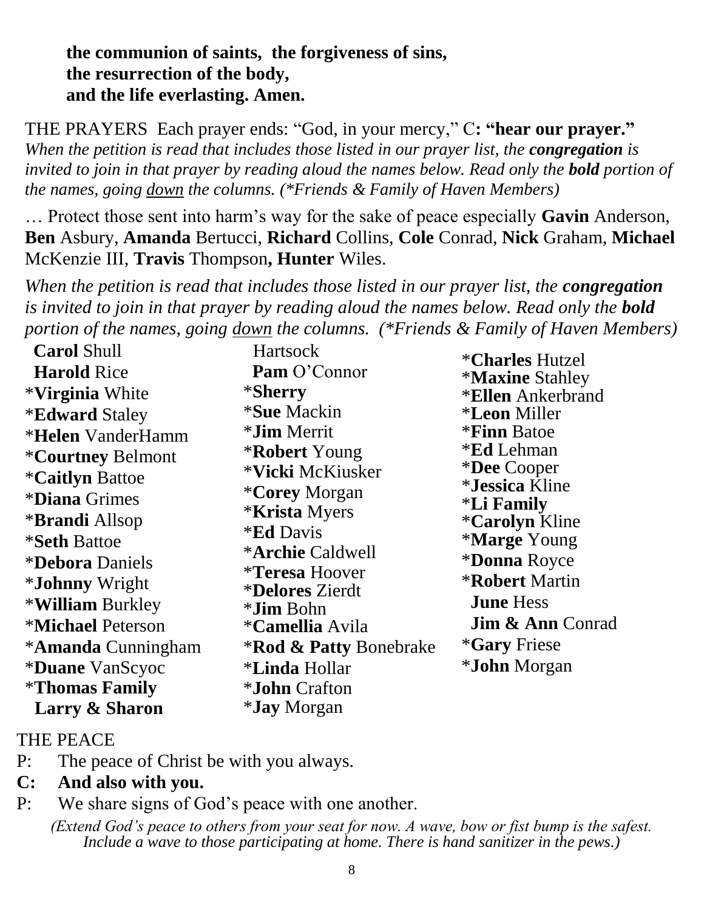**the communion of saints, the forgiveness of sins,**
**the resurrection of the body,**
**and the life everlasting. Amen.**

THE PRAYERS Each prayer ends: "God, in your mercy," C**: "hear our prayer."**
*When the petition is read that includes those listed in our prayer list, the **congregation** is invited to join in that prayer by reading aloud the names below. Read only the **bold** portion of the names, going down the columns. (*Friends & Family of Haven Members)*

… Protect those sent into harm's way for the sake of peace especially **Gavin** Anderson, **Ben** Asbury, **Amanda** Bertucci, **Richard** Collins, **Cole** Conrad, **Nick** Graham, **Michael** McKenzie III, **Travis** Thompson**, Hunter** Wiles.

*When the petition is read that includes those listed in our prayer list, the **congregation** is invited to join in that prayer by reading aloud the names below. Read only the **bold** portion of the names, going down the columns. (*Friends & Family of Haven Members)*

**Carol** Shull
**Harold** Rice
*__Virginia__ White
*__Edward__ Staley
*__Helen__ VanderHamm
*__Courtney__ Belmont
*__Caitlyn__ Battoe
*__Diana__ Grimes
*__Brandi__ Allsop
*__Seth__ Battoe
*__Debora__ Daniels
*__Johnny__ Wright
*__William__ Burkley
*__Michael__ Peterson
*__Amanda__ Cunningham
*__Duane__ VanScyoc
*__Thomas Family__
**Larry & Sharon** Hartsock
**Pam** O'Connor
*__Sherry__
*__Sue__ Mackin
*__Jim__ Merrit
*__Robert__ Young
*__Vicki__ McKiusker
*__Corey__ Morgan
*__Krista__ Myers
*__Ed__ Davis
*__Archie__ Caldwell
*__Teresa__ Hoover
*__Delores__ Zierdt
*__Jim__ Bohn
*__Camellia__ Avila
*__Rod & Patty__ Bonebrake
*__Linda__ Hollar
*__John__ Crafton
*__Jay__ Morgan
*__Charles__ Hutzel
*__Maxine__ Stahley
*__Ellen__ Ankerbrand
*__Leon__ Miller
*__Finn__ Batoe
*__Ed__ Lehman
*__Dee__ Cooper
*__Jessica__ Kline
*__Li Family__
*__Carolyn__ Kline
*__Marge__ Young
*__Donna__ Royce
*__Robert__ Martin
**June** Hess
**Jim & Ann** Conrad
*__Gary__ Friese
*__John__ Morgan

THE PEACE

P: The peace of Christ be with you always.

**C: And also with you.**

P: We share signs of God's peace with one another.

*(Extend God's peace to others from your seat for now. A wave, bow or fist bump is the safest. Include a wave to those participating at home. There is hand sanitizer in the pews.)*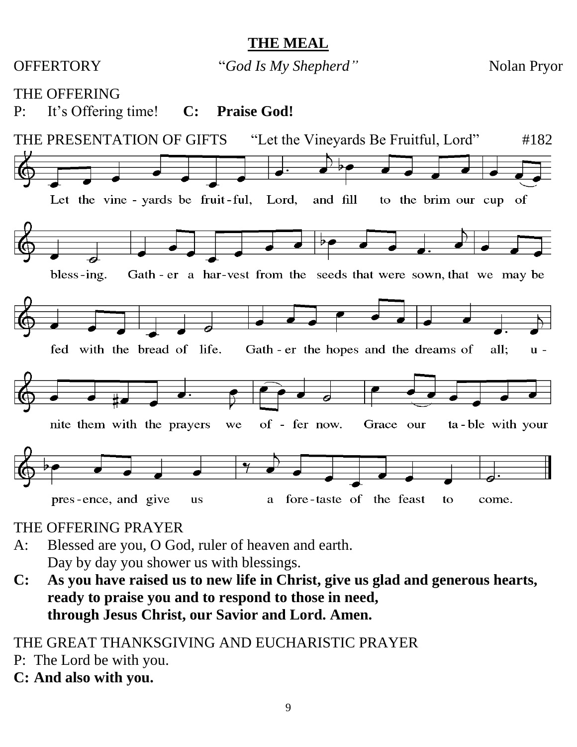## THE MEAL

OFFERTORY *"God Is My Shepherd"* Nolan Pryor

THE OFFERING

P: It's Offering time! **C: Praise God!**

THE PRESENTATION OF GIFTS "Let the Vineyards Be Fruitful, Lord" #182

Let the vine - yards be fruit - ful, Lord, and fill to the brim our cup of bless - ing. Gath - er a har - vest from the seeds that were sown, that we may be fed with the bread of life. Gath - er the hopes and the dreams of all; u - nite them with the prayers we of - fer now. Grace our ta - ble with your pres - ence, and give us a fore - taste of the feast to come.

THE OFFERING PRAYER

A: Blessed are you, O God, ruler of heaven and earth.
Day by day you shower us with blessings.

**C: As you have raised us to new life in Christ, give us glad and generous hearts, ready to praise you and to respond to those in need, through Jesus Christ, our Savior and Lord. Amen.**

THE GREAT THANKSGIVING AND EUCHARISTIC PRAYER

P: The Lord be with you.

**C: And also with you.**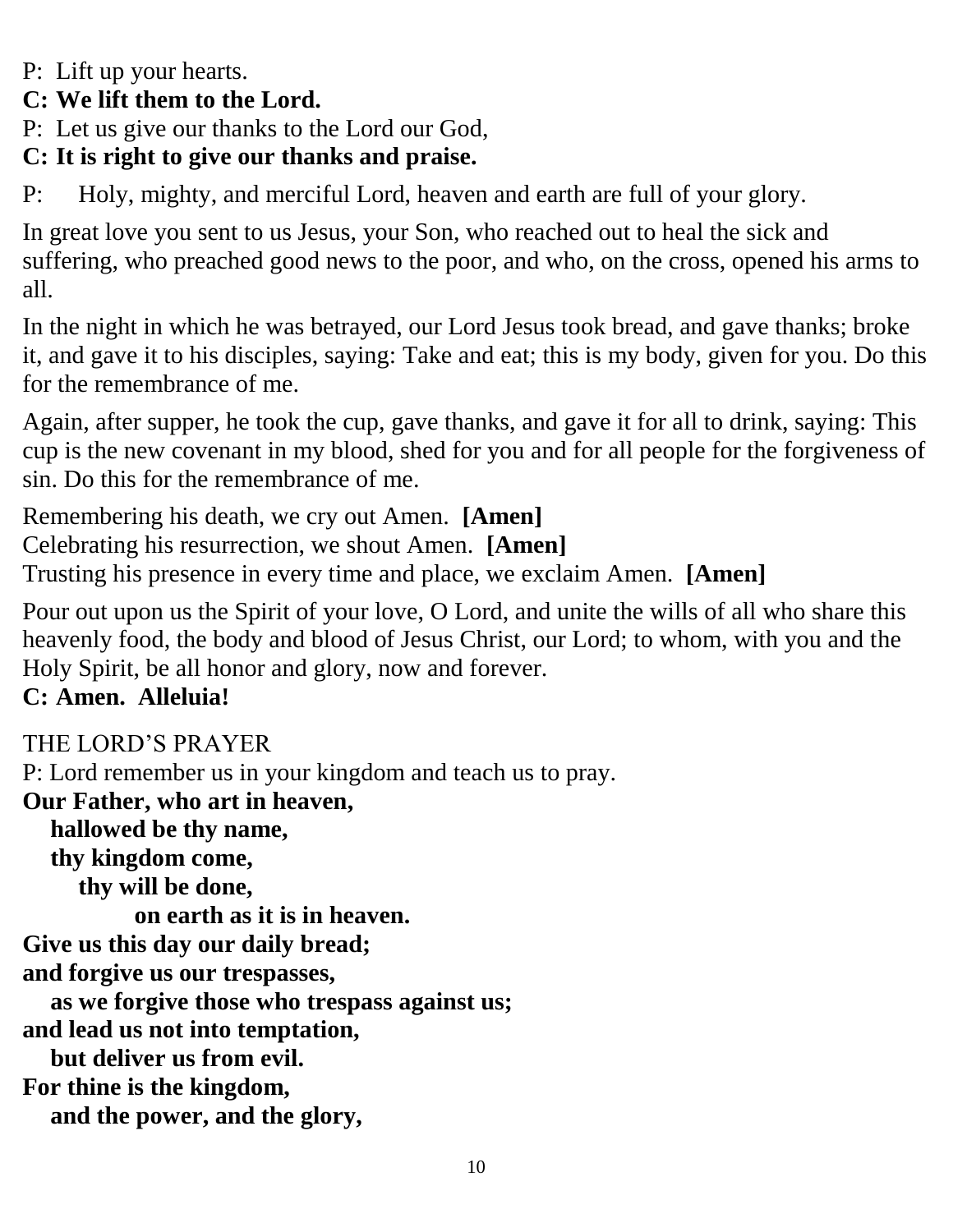P: Lift up your hearts.
**C: We lift them to the Lord.**
P: Let us give our thanks to the Lord our God,
**C: It is right to give our thanks and praise.**

P: Holy, mighty, and merciful Lord, heaven and earth are full of your glory.

In great love you sent to us Jesus, your Son, who reached out to heal the sick and suffering, who preached good news to the poor, and who, on the cross, opened his arms to all.

In the night in which he was betrayed, our Lord Jesus took bread, and gave thanks; broke it, and gave it to his disciples, saying: Take and eat; this is my body, given for you. Do this for the remembrance of me.

Again, after supper, he took the cup, gave thanks, and gave it for all to drink, saying: This cup is the new covenant in my blood, shed for you and for all people for the forgiveness of sin. Do this for the remembrance of me.

Remembering his death, we cry out Amen. **[Amen]**
Celebrating his resurrection, we shout Amen. **[Amen]**
Trusting his presence in every time and place, we exclaim Amen. **[Amen]**

Pour out upon us the Spirit of your love, O Lord, and unite the wills of all who share this heavenly food, the body and blood of Jesus Christ, our Lord; to whom, with you and the Holy Spirit, be all honor and glory, now and forever.
**C: Amen. Alleluia!**

THE LORD'S PRAYER
P: Lord remember us in your kingdom and teach us to pray.
**Our Father, who art in heaven,**
**hallowed be thy name,**
**thy kingdom come,**
**thy will be done,**
**on earth as it is in heaven.**
**Give us this day our daily bread;**
**and forgive us our trespasses,**
**as we forgive those who trespass against us;**
**and lead us not into temptation,**
**but deliver us from evil.**
**For thine is the kingdom,**
**and the power, and the glory,**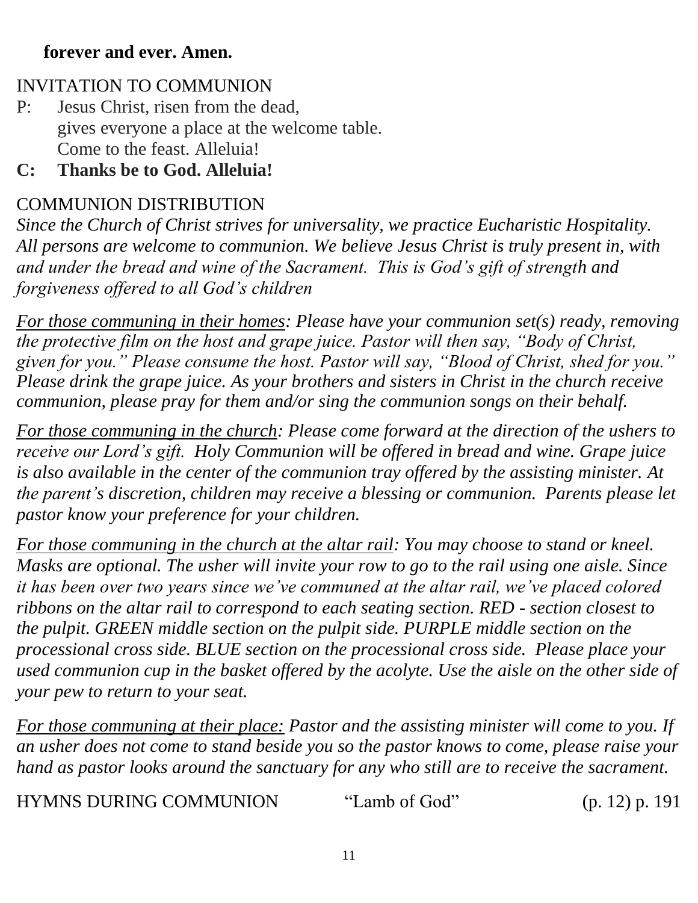**forever and ever. Amen.**

INVITATION TO COMMUNION

P: Jesus Christ, risen from the dead,
gives everyone a place at the welcome table.
Come to the feast. Alleluia!

**C: Thanks be to God. Alleluia!**

COMMUNION DISTRIBUTION

*Since the Church of Christ strives for universality, we practice Eucharistic Hospitality. All persons are welcome to communion. We believe Jesus Christ is truly present in, with and under the bread and wine of the Sacrament. This is God's gift of strength and forgiveness offered to all God's children*

*For those communing in their homes: Please have your communion set(s) ready, removing the protective film on the host and grape juice. Pastor will then say, "Body of Christ, given for you." Please consume the host. Pastor will say, "Blood of Christ, shed for you." Please drink the grape juice. As your brothers and sisters in Christ in the church receive communion, please pray for them and/or sing the communion songs on their behalf.*

*For those communing in the church: Please come forward at the direction of the ushers to receive our Lord's gift. Holy Communion will be offered in bread and wine. Grape juice is also available in the center of the communion tray offered by the assisting minister. At the parent's discretion, children may receive a blessing or communion. Parents please let pastor know your preference for your children.*

*For those communing in the church at the altar rail: You may choose to stand or kneel. Masks are optional. The usher will invite your row to go to the rail using one aisle. Since it has been over two years since we've communed at the altar rail, we've placed colored ribbons on the altar rail to correspond to each seating section. RED - section closest to the pulpit. GREEN middle section on the pulpit side. PURPLE middle section on the processional cross side. BLUE section on the processional cross side. Please place your used communion cup in the basket offered by the acolyte. Use the aisle on the other side of your pew to return to your seat.*

*For those communing at their place: Pastor and the assisting minister will come to you. If an usher does not come to stand beside you so the pastor knows to come, please raise your hand as pastor looks around the sanctuary for any who still are to receive the sacrament.*

HYMNS DURING COMMUNION "Lamb of God" (p. 12) p. 191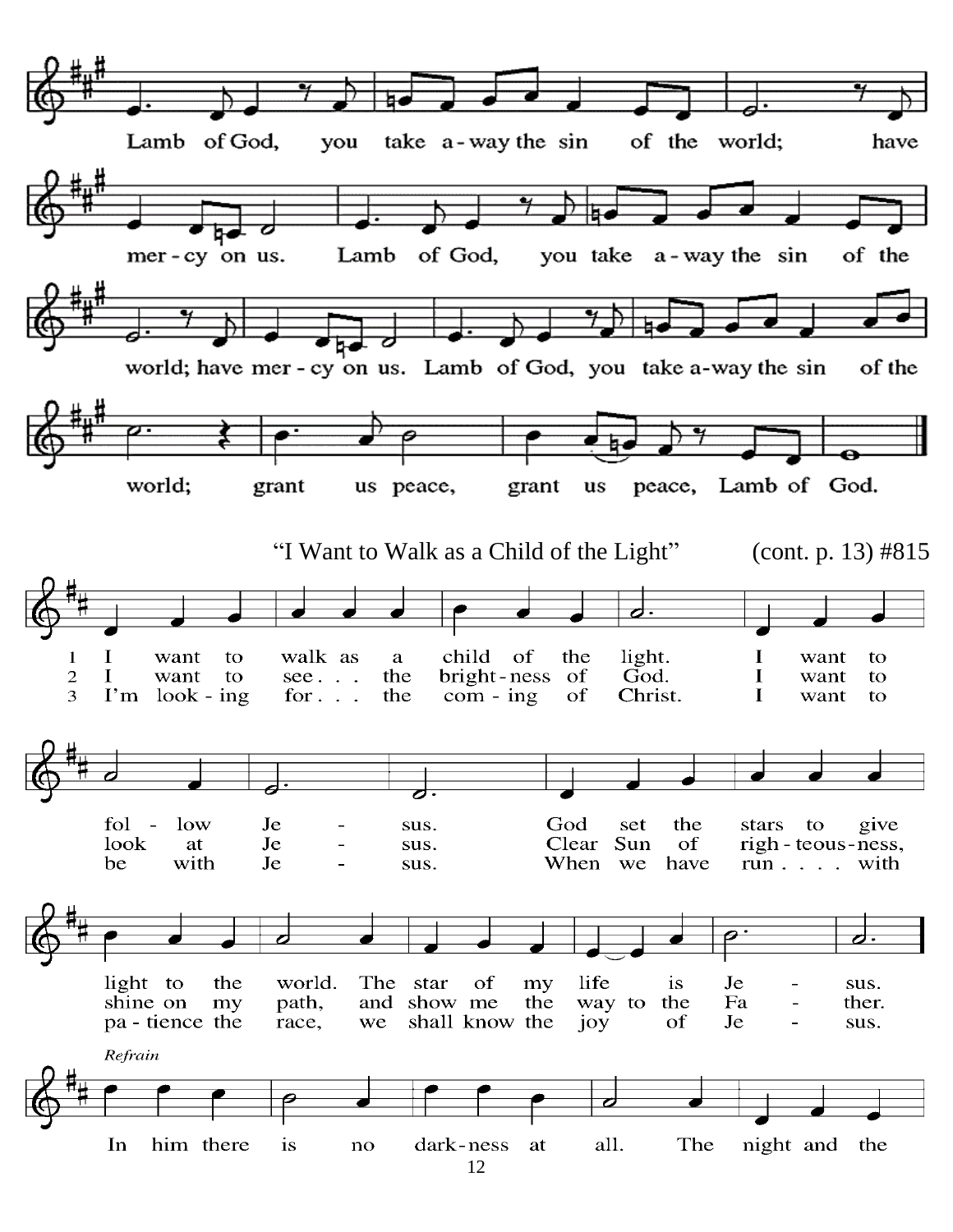Lamb of God, you take a-way the sin of the world; have mer-cy on us. Lamb of God, you take a-way the sin of the world; have mer-cy on us. Lamb of God, you take a-way the sin of the world; grant us peace, grant us peace, Lamb of God.

"I Want to Walk as a Child of the Light" (cont. p. 13) #815

1 I want to walk as a child of the light. I want to follow Je-sus. God set the stars to give light to the world. The star of my life is Je-sus.

2 I want to see . . . the bright-ness of God. I want to look at Je-sus. Clear Sun of righ-teous-ness, shine on my path, and show me the way to the Fa-ther.

3 I'm look-ing for . . . the com-ing of Christ. I want to be with Je-sus. When we have run . . . . with pa-tience the race, we shall know the joy of Je-sus.

*Refrain*

In him there is no dark-ness at all. The night and the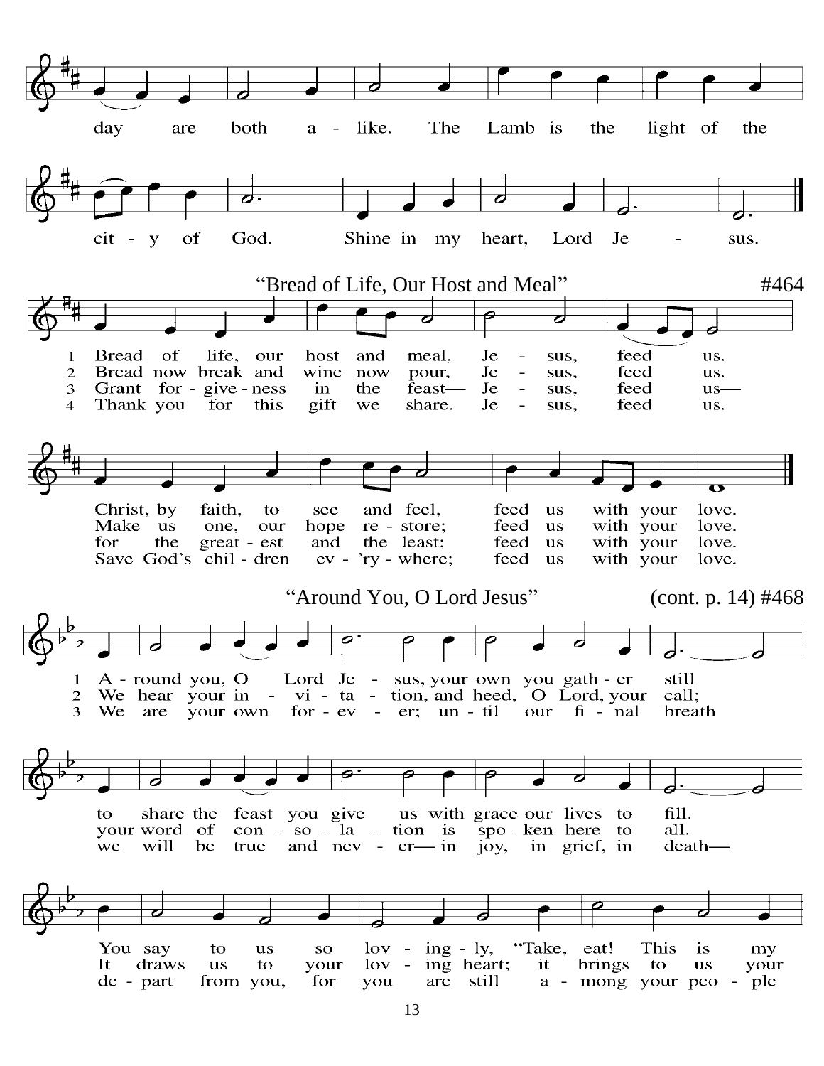day are both a - like. The Lamb is the light of the

cit - y of God. Shine in my heart, Lord Je - sus.

## "Bread of Life, Our Host and Meal" #464

1. Bread of life, our host and meal, Je - sus, feed us.
2. Bread now break and wine now pour, Je - sus, feed us.
3. Grant for - give - ness in the feast— Je - sus, feed us—
4. Thank you for this gift we share. Je - sus, feed us.

Christ, by faith, to see and feel, feed us with your love.
Make us one, our hope re - store; feed us with your love.
for the great - est and the least; feed us with your love.
Save God's chil - dren ev - 'ry - where; feed us with your love.

## "Around You, O Lord Jesus" (cont. p. 14) #468

1. A - round you, O Lord Je - sus, your own you gath - er still
2. We hear your in - vi - ta - tion, and heed, O Lord, your call;
3. We are your own for - ev - er; un - til our fi - nal breath

to share the feast you give us with grace our lives to fill.
your word of con - so - la - tion is spo - ken here to all.
we will be true and nev - er— in joy, in grief, in death—

You say to us so lov - ing - ly, "Take, eat! This is my
It draws us to your lov - ing heart; it brings to us your
de - part from you, for you are still a - mong your peo - ple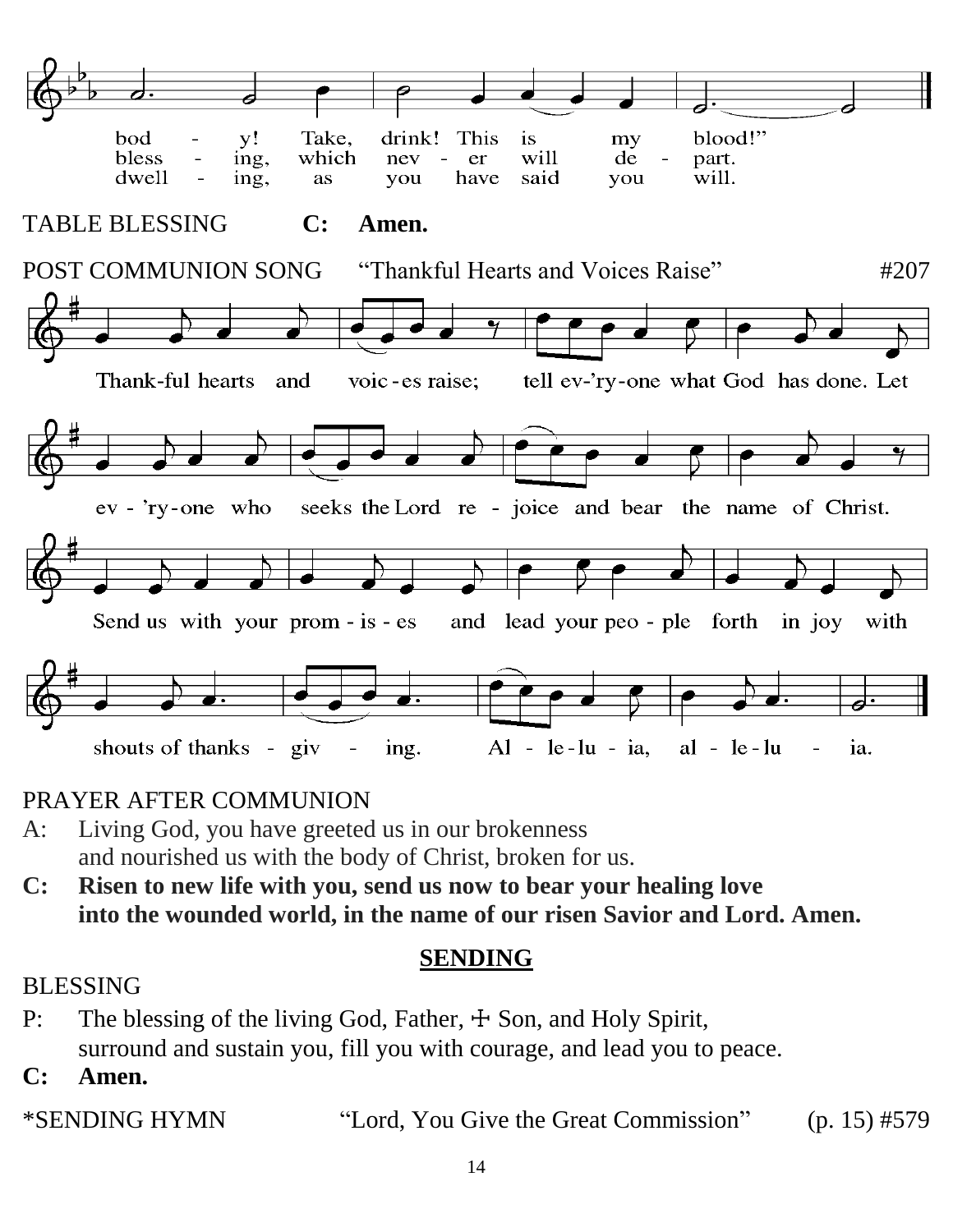bod - y! Take, drink! This is my blood!"
bless - ing, which nev - er will de - part.
dwell - ing, as you have said you will.

TABLE BLESSING **C: Amen.**

POST COMMUNION SONG "Thankful Hearts and Voices Raise" #207

Thank-ful hearts and voic-es raise; tell ev-'ry-one what God has done. Let ev - 'ry-one who seeks the Lord re - joice and bear the name of Christ. Send us with your prom - is - es and lead your peo - ple forth in joy with shouts of thanks - giv - ing. Al - le-lu - ia, al - le-lu - ia.

PRAYER AFTER COMMUNION

A: Living God, you have greeted us in our brokenness
and nourished us with the body of Christ, broken for us.

**C: Risen to new life with you, send us now to bear your healing love into the wounded world, in the name of our risen Savior and Lord. Amen.**

## SENDING

BLESSING

P: The blessing of the living God, Father, ☩ Son, and Holy Spirit,
surround and sustain you, fill you with courage, and lead you to peace.

**C: Amen.**

*SENDING HYMN "Lord, You Give the Great Commission" (p. 15) #579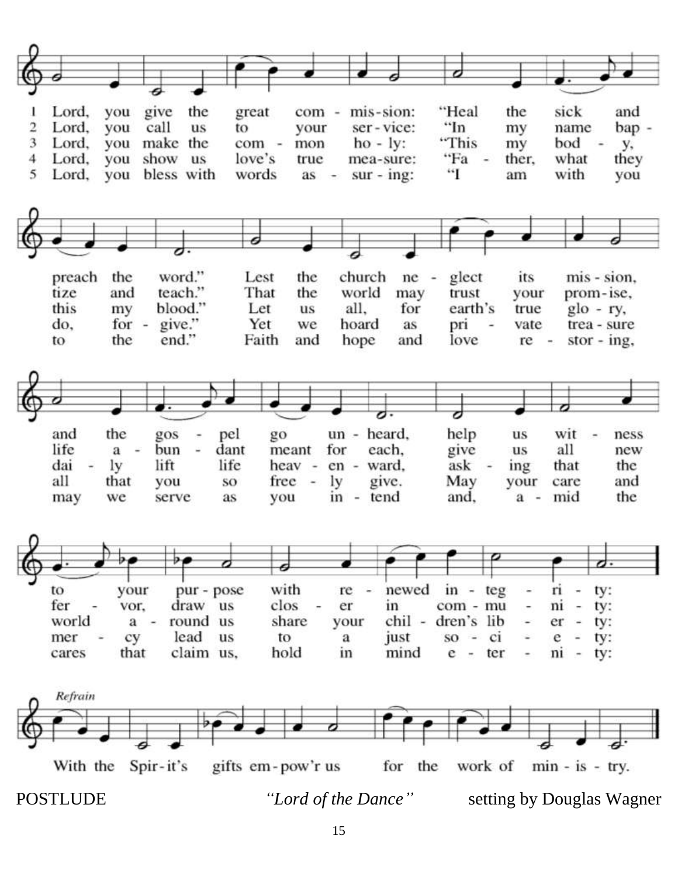1 Lord, you give the great com - mis-sion: "Heal the sick and preach the word." Lest the church ne - glect its mis - sion, and the gos - pel go un - heard, help us wit - ness to your pur - pose with re - newed in - teg - ri - ty:

2 Lord, you call us to your ser - vice: "In my name bap - tize and teach." That the world may trust your prom-ise, life a - bun - dant meant for each, give us all new fer - vor, draw us clos - er in com - mu - ni - ty:

3 Lord, you make the com - mon ho - ly: "This my bod - y, this my blood." Let us all, for earth's true glo - ry, dai - ly lift life heav - en - ward, ask - ing that the world a - round us share your chil - dren's lib - er - ty:

4 Lord, you show us love's true mea-sure: "Fa - ther, what they do, for - give." Yet we hoard as pri - vate trea - sure all that you so free - ly give. May your care and mer - cy lead us to a just so - ci - e - ty:

5 Lord, you bless with words as - sur - ing: "I am with you to the end." Faith and hope and love re - stor - ing, may we serve as you in - tend and, a - mid the cares that claim us, hold in mind e - ter - ni - ty:

*Refrain*

With the Spir-it's gifts em - pow'r us for the work of min - is - try.

POSTLUDE *"Lord of the Dance"* setting by Douglas Wagner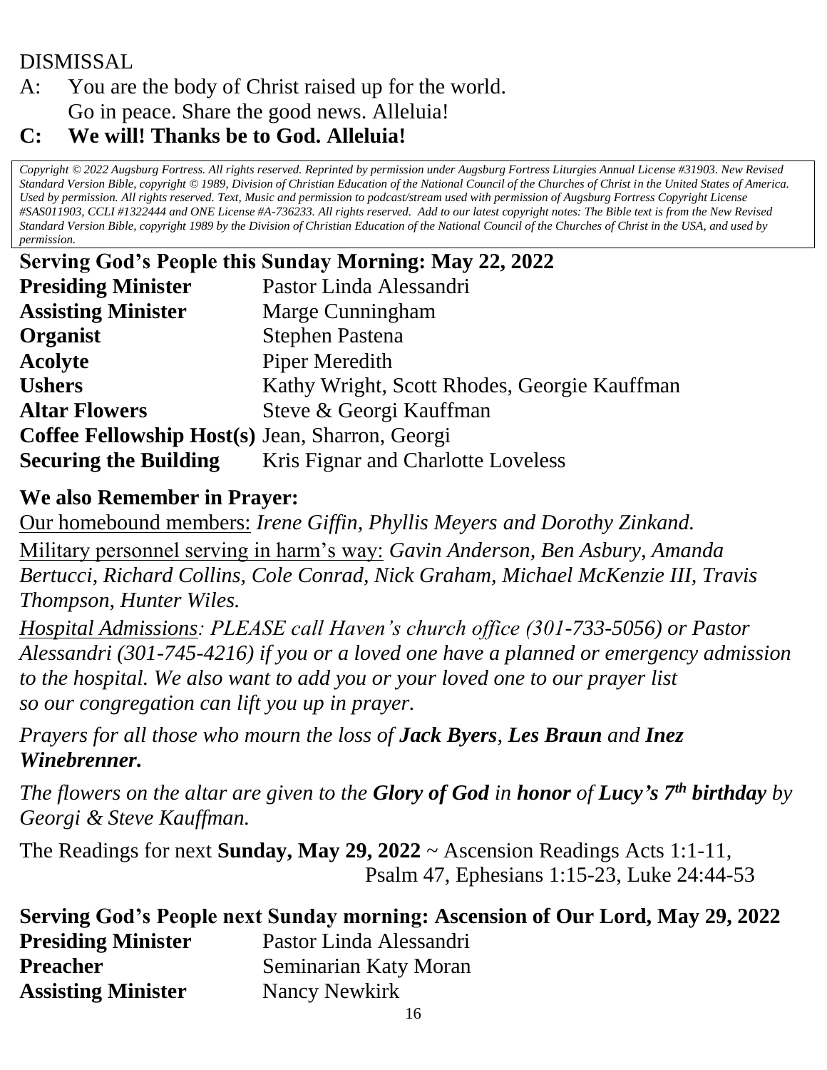DISMISSAL

A: You are the body of Christ raised up for the world.
Go in peace. Share the good news. Alleluia!

**C: We will! Thanks be to God. Alleluia!**

*Copyright © 2022 Augsburg Fortress. All rights reserved. Reprinted by permission under Augsburg Fortress Liturgies Annual License #31903. New Revised Standard Version Bible, copyright © 1989, Division of Christian Education of the National Council of the Churches of Christ in the United States of America. Used by permission. All rights reserved. Text, Music and permission to podcast/stream used with permission of Augsburg Fortress Copyright License #SAS011903, CCLI #1322444 and ONE License #A-736233. All rights reserved. Add to our latest copyright notes: The Bible text is from the New Revised Standard Version Bible, copyright 1989 by the Division of Christian Education of the National Council of the Churches of Christ in the USA, and used by permission.*

## Serving God's People this Sunday Morning: May 22, 2022

| | |
|---|---|
| **Presiding Minister** | Pastor Linda Alessandri |
| **Assisting Minister** | Marge Cunningham |
| **Organist** | Stephen Pastena |
| **Acolyte** | Piper Meredith |
| **Ushers** | Kathy Wright, Scott Rhodes, Georgie Kauffman |
| **Altar Flowers** | Steve & Georgi Kauffman |
| **Coffee Fellowship Host(s)** | Jean, Sharron, Georgi |
| **Securing the Building** | Kris Fignar and Charlotte Loveless |

## We also Remember in Prayer:

Our homebound members: *Irene Giffin, Phyllis Meyers and Dorothy Zinkand.*

Military personnel serving in harm's way: *Gavin Anderson, Ben Asbury, Amanda Bertucci, Richard Collins, Cole Conrad, Nick Graham, Michael McKenzie III, Travis Thompson, Hunter Wiles.*

*Hospital Admissions: PLEASE call Haven's church office (301-733-5056) or Pastor Alessandri (301-745-4216) if you or a loved one have a planned or emergency admission to the hospital. We also want to add you or your loved one to our prayer list so our congregation can lift you up in prayer.*

*Prayers for all those who mourn the loss of **Jack Byers**, **Les Braun** and **Inez Winebrenner.***

*The flowers on the altar are given to the **Glory of God** in **honor** of **Lucy's 7th birthday** by Georgi & Steve Kauffman.*

The Readings for next **Sunday, May 29, 2022** ~ Ascension Readings Acts 1:1-11, Psalm 47, Ephesians 1:15-23, Luke 24:44-53

## Serving God's People next Sunday morning: Ascension of Our Lord, May 29, 2022

| | |
|---|---|
| **Presiding Minister** | Pastor Linda Alessandri |
| **Preacher** | Seminarian Katy Moran |
| **Assisting Minister** | Nancy Newkirk |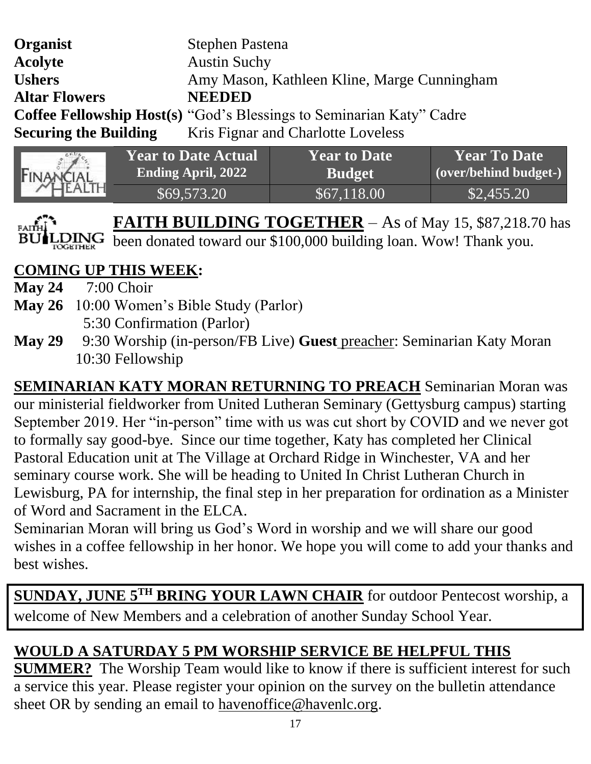**Organist** Stephen Pastena
**Acolyte** Austin Suchy
**Ushers** Amy Mason, Kathleen Kline, Marge Cunningham
**Altar Flowers** **NEEDED**
**Coffee Fellowship Host(s)** "God's Blessings to Seminarian Katy" Cadre
**Securing the Building** Kris Fignar and Charlotte Loveless

| FINANCIAL HEALTH | Year to Date Actual Ending April, 2022 | Year to Date Budget | Year To Date (over/behind budget-) |
|---|---|---|---|
| | $69,573.20 | $67,118.00 | $2,455.20 |

**FAITH BUILDING TOGETHER** – As of May 15, $87,218.70 has been donated toward our $100,000 building loan. Wow! Thank you.

## COMING UP THIS WEEK:

**May 24** 7:00 Choir
**May 26** 10:00 Women's Bible Study (Parlor)
5:30 Confirmation (Parlor)
**May 29** 9:30 Worship (in-person/FB Live) **Guest** preacher: Seminarian Katy Moran
10:30 Fellowship

**SEMINARIAN KATY MORAN RETURNING TO PREACH** Seminarian Moran was our ministerial fieldworker from United Lutheran Seminary (Gettysburg campus) starting September 2019. Her "in-person" time with us was cut short by COVID and we never got to formally say good-bye. Since our time together, Katy has completed her Clinical Pastoral Education unit at The Village at Orchard Ridge in Winchester, VA and her seminary course work. She will be heading to United In Christ Lutheran Church in Lewisburg, PA for internship, the final step in her preparation for ordination as a Minister of Word and Sacrament in the ELCA.
Seminarian Moran will bring us God's Word in worship and we will share our good wishes in a coffee fellowship in her honor. We hope you will come to add your thanks and best wishes.

**SUNDAY, JUNE 5TH BRING YOUR LAWN CHAIR** for outdoor Pentecost worship, a welcome of New Members and a celebration of another Sunday School Year.

**WOULD A SATURDAY 5 PM WORSHIP SERVICE BE HELPFUL THIS SUMMER?** The Worship Team would like to know if there is sufficient interest for such a service this year. Please register your opinion on the survey on the bulletin attendance sheet OR by sending an email to havenoffice@havenlc.org.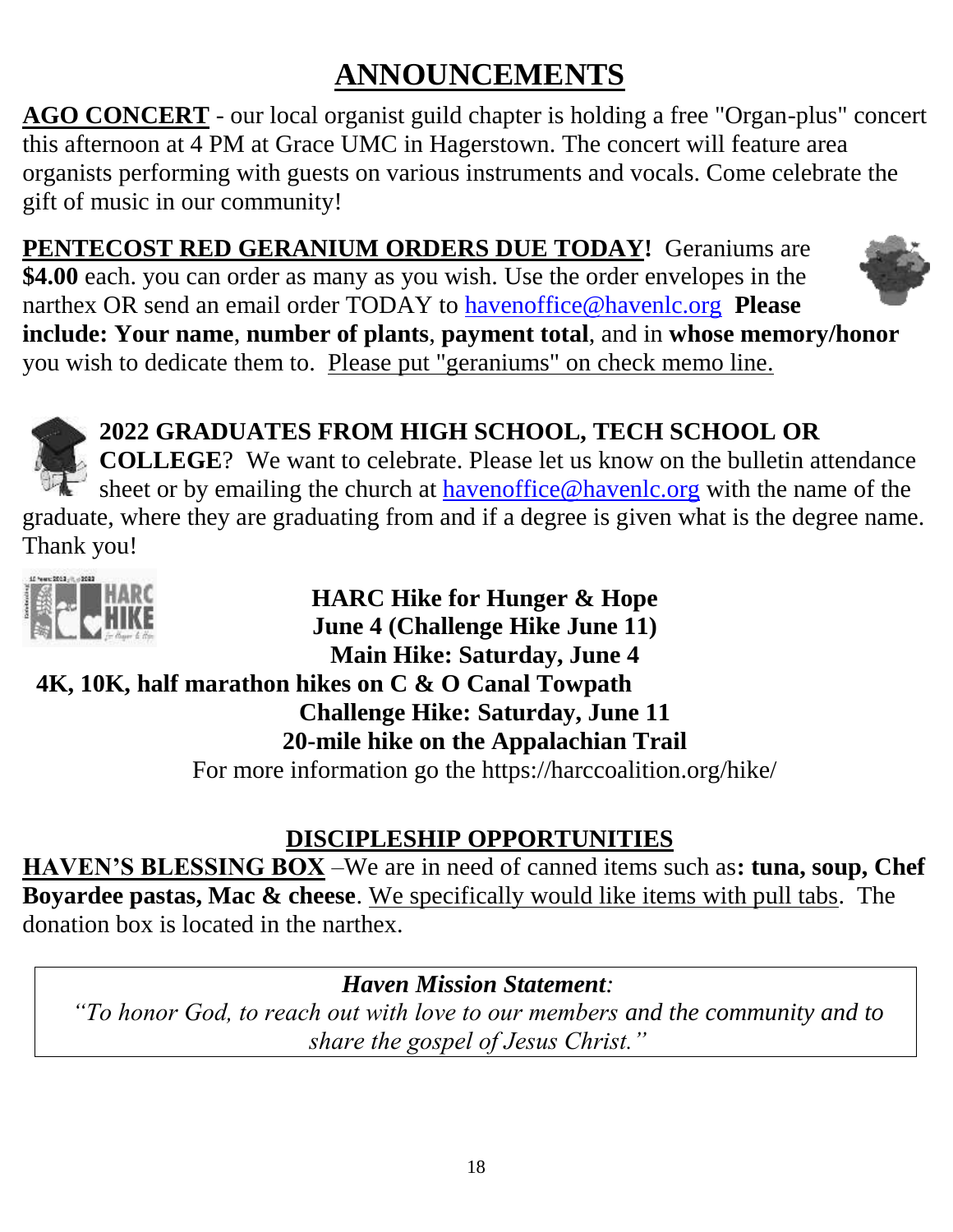# ANNOUNCEMENTS

**AGO CONCERT** - our local organist guild chapter is holding a free "Organ-plus" concert this afternoon at 4 PM at Grace UMC in Hagerstown. The concert will feature area organists performing with guests on various instruments and vocals. Come celebrate the gift of music in our community!

**PENTECOST RED GERANIUM ORDERS DUE TODAY!** Geraniums are **$4.00** each. you can order as many as you wish. Use the order envelopes in the narthex OR send an email order TODAY to havenoffice@havenlc.org **Please include: Your name**, **number of plants**, **payment total**, and in **whose memory/honor** you wish to dedicate them to. Please put "geraniums" on check memo line.

**2022 GRADUATES FROM HIGH SCHOOL, TECH SCHOOL OR COLLEGE**? We want to celebrate. Please let us know on the bulletin attendance sheet or by emailing the church at havenoffice@havenlc.org with the name of the graduate, where they are graduating from and if a degree is given what is the degree name. Thank you!

**HARC Hike for Hunger & Hope**
**June 4 (Challenge Hike June 11)**
**Main Hike: Saturday, June 4**
**4K, 10K, half marathon hikes on C & O Canal Towpath**
**Challenge Hike: Saturday, June 11**
**20-mile hike on the Appalachian Trail**
For more information go the https://harccoalition.org/hike/

## DISCIPLESHIP OPPORTUNITIES

**HAVEN'S BLESSING BOX** –We are in need of canned items such as**: tuna, soup, Chef Boyardee pastas, Mac & cheese**. We specifically would like items with pull tabs. The donation box is located in the narthex.

***Haven Mission Statement:***
*"To honor God, to reach out with love to our members and the community and to share the gospel of Jesus Christ."*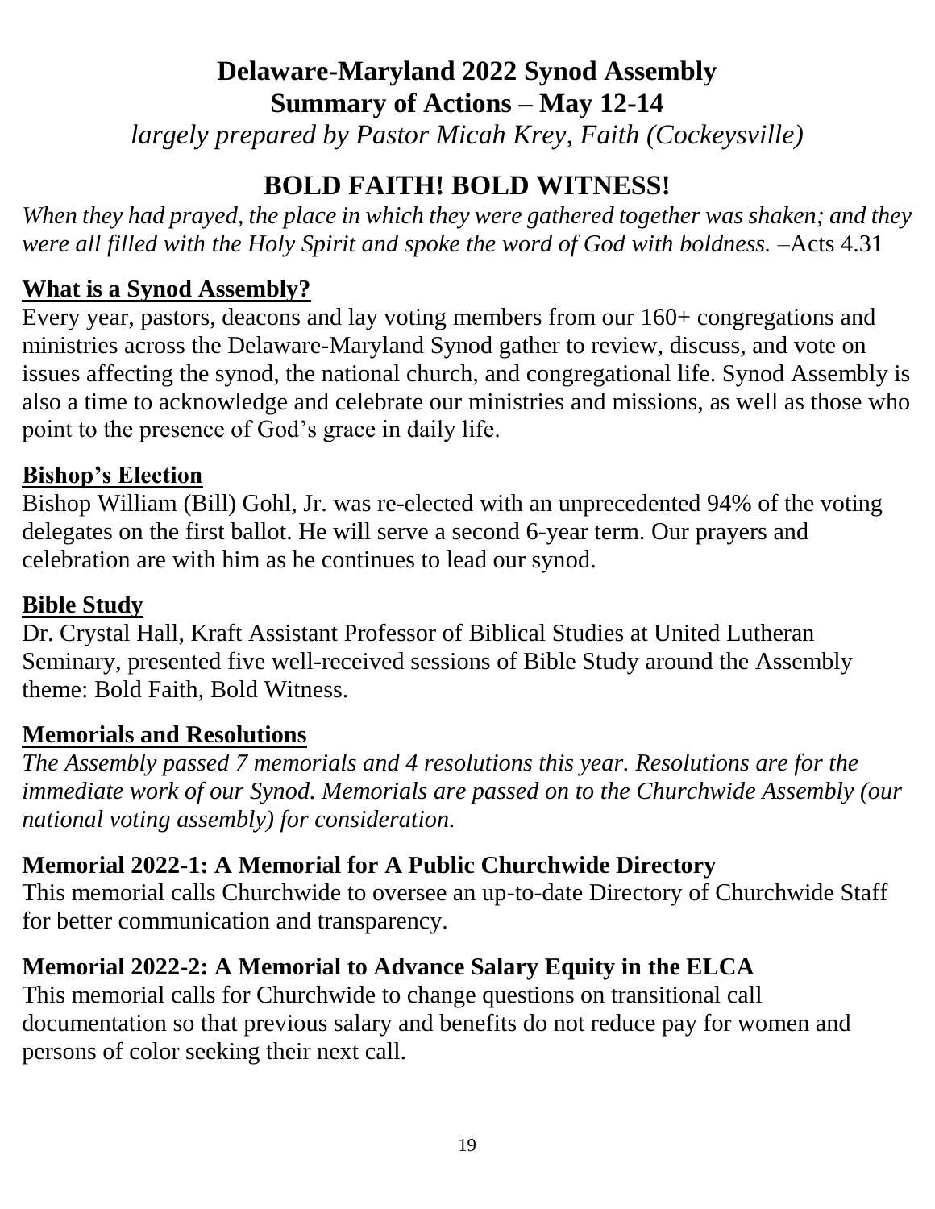# Delaware-Maryland 2022 Synod Assembly
# Summary of Actions – May 12-14

*largely prepared by Pastor Micah Krey, Faith (Cockeysville)*

## BOLD FAITH! BOLD WITNESS!

*When they had prayed, the place in which they were gathered together was shaken; and they were all filled with the Holy Spirit and spoke the word of God with boldness.* –Acts 4.31

### What is a Synod Assembly?

Every year, pastors, deacons and lay voting members from our 160+ congregations and ministries across the Delaware-Maryland Synod gather to review, discuss, and vote on issues affecting the synod, the national church, and congregational life. Synod Assembly is also a time to acknowledge and celebrate our ministries and missions, as well as those who point to the presence of God's grace in daily life.

### Bishop's Election

Bishop William (Bill) Gohl, Jr. was re-elected with an unprecedented 94% of the voting delegates on the first ballot. He will serve a second 6-year term. Our prayers and celebration are with him as he continues to lead our synod.

### Bible Study

Dr. Crystal Hall, Kraft Assistant Professor of Biblical Studies at United Lutheran Seminary, presented five well-received sessions of Bible Study around the Assembly theme: Bold Faith, Bold Witness.

### Memorials and Resolutions

*The Assembly passed 7 memorials and 4 resolutions this year. Resolutions are for the immediate work of our Synod. Memorials are passed on to the Churchwide Assembly (our national voting assembly) for consideration.*

**Memorial 2022-1: A Memorial for A Public Churchwide Directory**

This memorial calls Churchwide to oversee an up-to-date Directory of Churchwide Staff for better communication and transparency.

**Memorial 2022-2: A Memorial to Advance Salary Equity in the ELCA**

This memorial calls for Churchwide to change questions on transitional call documentation so that previous salary and benefits do not reduce pay for women and persons of color seeking their next call.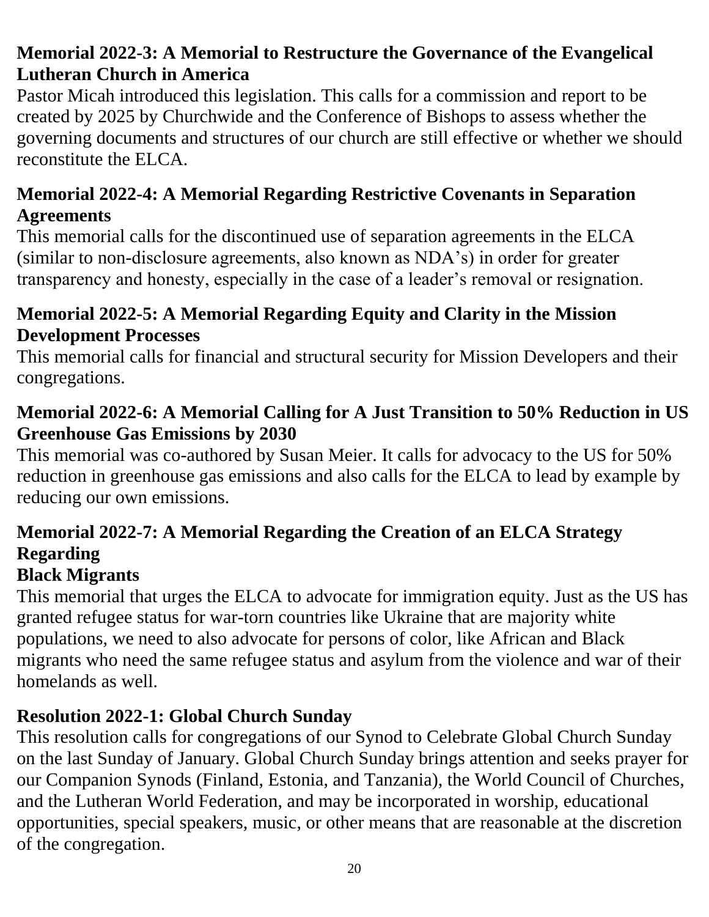**Memorial 2022-3: A Memorial to Restructure the Governance of the Evangelical Lutheran Church in America**

Pastor Micah introduced this legislation. This calls for a commission and report to be created by 2025 by Churchwide and the Conference of Bishops to assess whether the governing documents and structures of our church are still effective or whether we should reconstitute the ELCA.

**Memorial 2022-4: A Memorial Regarding Restrictive Covenants in Separation Agreements**

This memorial calls for the discontinued use of separation agreements in the ELCA (similar to non-disclosure agreements, also known as NDA's) in order for greater transparency and honesty, especially in the case of a leader's removal or resignation.

**Memorial 2022-5: A Memorial Regarding Equity and Clarity in the Mission Development Processes**

This memorial calls for financial and structural security for Mission Developers and their congregations.

**Memorial 2022-6: A Memorial Calling for A Just Transition to 50% Reduction in US Greenhouse Gas Emissions by 2030**

This memorial was co-authored by Susan Meier. It calls for advocacy to the US for 50% reduction in greenhouse gas emissions and also calls for the ELCA to lead by example by reducing our own emissions.

**Memorial 2022-7: A Memorial Regarding the Creation of an ELCA Strategy Regarding Black Migrants**

This memorial that urges the ELCA to advocate for immigration equity. Just as the US has granted refugee status for war-torn countries like Ukraine that are majority white populations, we need to also advocate for persons of color, like African and Black migrants who need the same refugee status and asylum from the violence and war of their homelands as well.

**Resolution 2022-1: Global Church Sunday**

This resolution calls for congregations of our Synod to Celebrate Global Church Sunday on the last Sunday of January. Global Church Sunday brings attention and seeks prayer for our Companion Synods (Finland, Estonia, and Tanzania), the World Council of Churches, and the Lutheran World Federation, and may be incorporated in worship, educational opportunities, special speakers, music, or other means that are reasonable at the discretion of the congregation.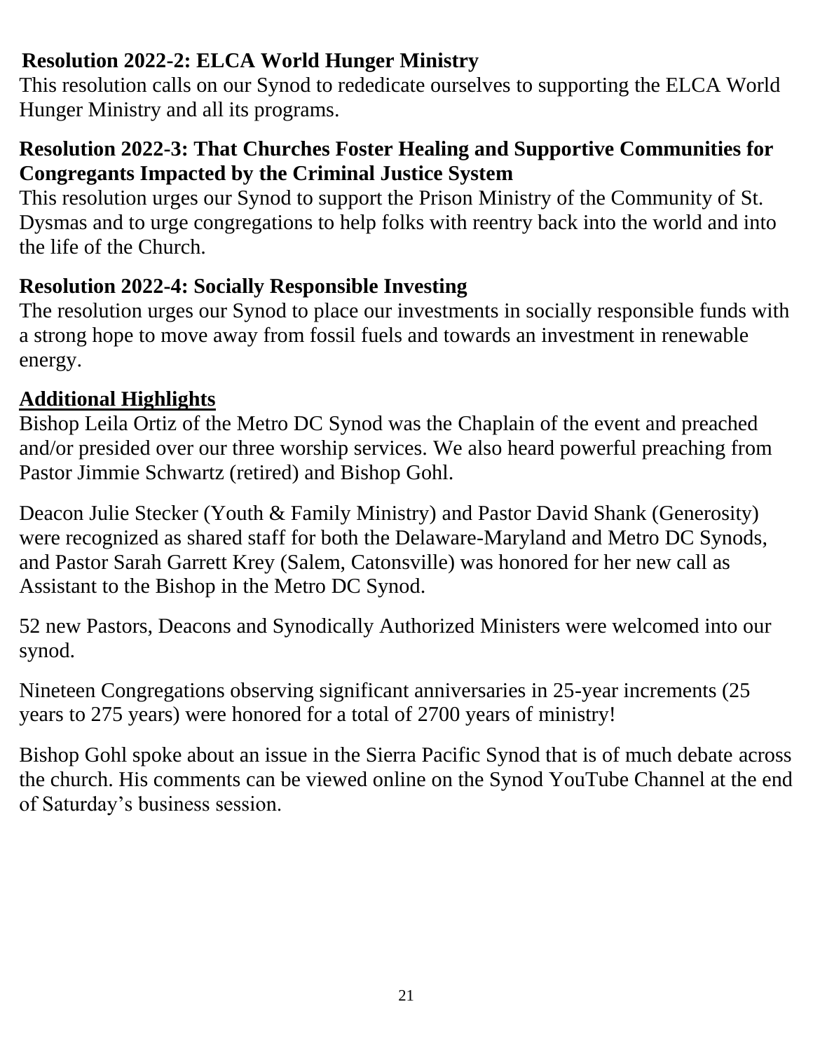**Resolution 2022-2: ELCA World Hunger Ministry**

This resolution calls on our Synod to rededicate ourselves to supporting the ELCA World Hunger Ministry and all its programs.

**Resolution 2022-3: That Churches Foster Healing and Supportive Communities for Congregants Impacted by the Criminal Justice System**

This resolution urges our Synod to support the Prison Ministry of the Community of St. Dysmas and to urge congregations to help folks with reentry back into the world and into the life of the Church.

**Resolution 2022-4: Socially Responsible Investing**

The resolution urges our Synod to place our investments in socially responsible funds with a strong hope to move away from fossil fuels and towards an investment in renewable energy.

**<u>Additional Highlights</u>**

Bishop Leila Ortiz of the Metro DC Synod was the Chaplain of the event and preached and/or presided over our three worship services. We also heard powerful preaching from Pastor Jimmie Schwartz (retired) and Bishop Gohl.

Deacon Julie Stecker (Youth & Family Ministry) and Pastor David Shank (Generosity) were recognized as shared staff for both the Delaware-Maryland and Metro DC Synods, and Pastor Sarah Garrett Krey (Salem, Catonsville) was honored for her new call as Assistant to the Bishop in the Metro DC Synod.

52 new Pastors, Deacons and Synodically Authorized Ministers were welcomed into our synod.

Nineteen Congregations observing significant anniversaries in 25-year increments (25 years to 275 years) were honored for a total of 2700 years of ministry!

Bishop Gohl spoke about an issue in the Sierra Pacific Synod that is of much debate across the church. His comments can be viewed online on the Synod YouTube Channel at the end of Saturday's business session.